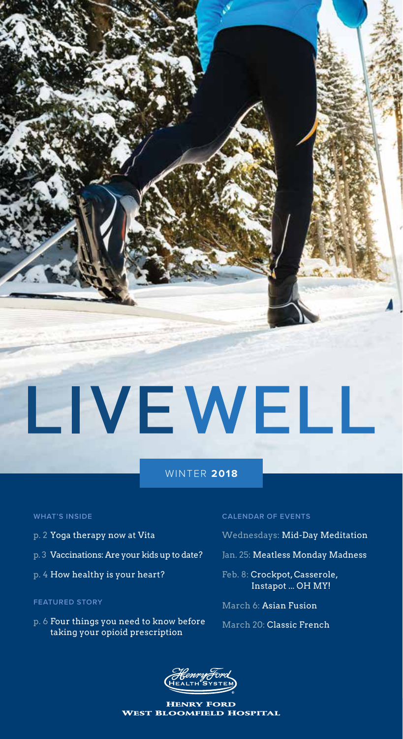# LIVEWELL

WINTER **2018**

## WHAT'S INSIDE

- p. 2 Yoga therapy now at Vita
- p. 3 Vaccinations: Are your kids up to date?
- p. 4 How healthy is your heart?

## FEATURED STORY

- p. 6 Four things you need to know before taking your opioid prescription

## CALENDAR OF EVENTS

- Wednesdays: Mid-Day Meditation
- Jan. 25: Meatless Monday Madness
- Feb. 8: Crockpot, Casserole, Instapot ... OH MY!
- March 6: Asian Fusion
- March 20: Classic French

Henry Ford Health System

HENRY FORD WEST BLOOMFIELD HOSPITAL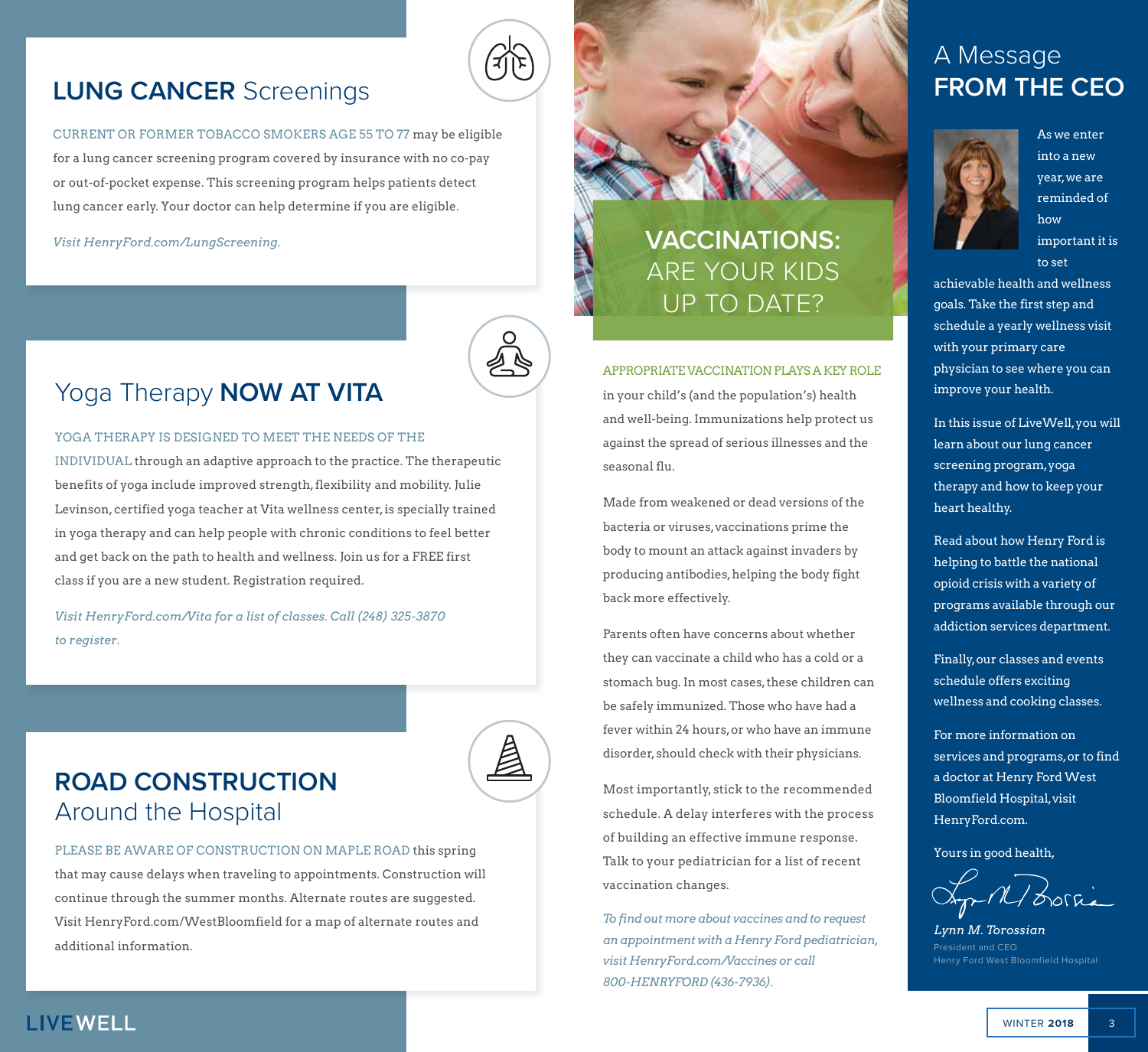## LUNG CANCER Screenings

CURRENT OR FORMER TOBACCO SMOKERS AGE 55 TO 77 may be eligible for a lung cancer screening program covered by insurance with no co-pay or out-of-pocket expense. This screening program helps patients detect lung cancer early. Your doctor can help determine if you are eligible.

*Visit HenryFord.com/LungScreening.*

## Yoga Therapy NOW AT VITA

YOGA THERAPY IS DESIGNED TO MEET THE NEEDS OF THE INDIVIDUAL through an adaptive approach to the practice. The therapeutic benefits of yoga include improved strength, flexibility and mobility. Julie Levinson, certified yoga teacher at Vita wellness center, is specially trained in yoga therapy and can help people with chronic conditions to feel better and get back on the path to health and wellness. Join us for a FREE first class if you are a new student. Registration required.

*Visit HenryFord.com/Vita for a list of classes. Call (248) 325-3870 to register.*

## ROAD CONSTRUCTION Around the Hospital

PLEASE BE AWARE OF CONSTRUCTION ON MAPLE ROAD this spring that may cause delays when traveling to appointments. Construction will continue through the summer months. Alternate routes are suggested. Visit HenryFord.com/WestBloomfield for a map of alternate routes and additional information.

## VACCINATIONS: ARE YOUR KIDS UP TO DATE?

APPROPRIATE VACCINATION PLAYS A KEY ROLE in your child's (and the population's) health and well-being. Immunizations help protect us against the spread of serious illnesses and the seasonal flu.

Made from weakened or dead versions of the bacteria or viruses, vaccinations prime the body to mount an attack against invaders by producing antibodies, helping the body fight back more effectively.

Parents often have concerns about whether they can vaccinate a child who has a cold or a stomach bug. In most cases, these children can be safely immunized. Those who have had a fever within 24 hours, or who have an immune disorder, should check with their physicians.

Most importantly, stick to the recommended schedule. A delay interferes with the process of building an effective immune response. Talk to your pediatrician for a list of recent vaccination changes.

*To find out more about vaccines and to request an appointment with a Henry Ford pediatrician, visit HenryFord.com/Vaccines or call 800-HENRYFORD (436-7936).*

## A Message FROM THE CEO

As we enter into a new year, we are reminded of how important it is to set achievable health and wellness goals. Take the first step and schedule a yearly wellness visit with your primary care physician to see where you can improve your health.

In this issue of LiveWell, you will learn about our lung cancer screening program, yoga therapy and how to keep your heart healthy.

Read about how Henry Ford is helping to battle the national opioid crisis with a variety of programs available through our addiction services department.

Finally, our classes and events schedule offers exciting wellness and cooking classes.

For more information on services and programs, or to find a doctor at Henry Ford West Bloomfield Hospital, visit HenryFord.com.

Yours in good health,

*Lynn M. Torossian*
President and CEO
Henry Ford West Bloomfield Hospital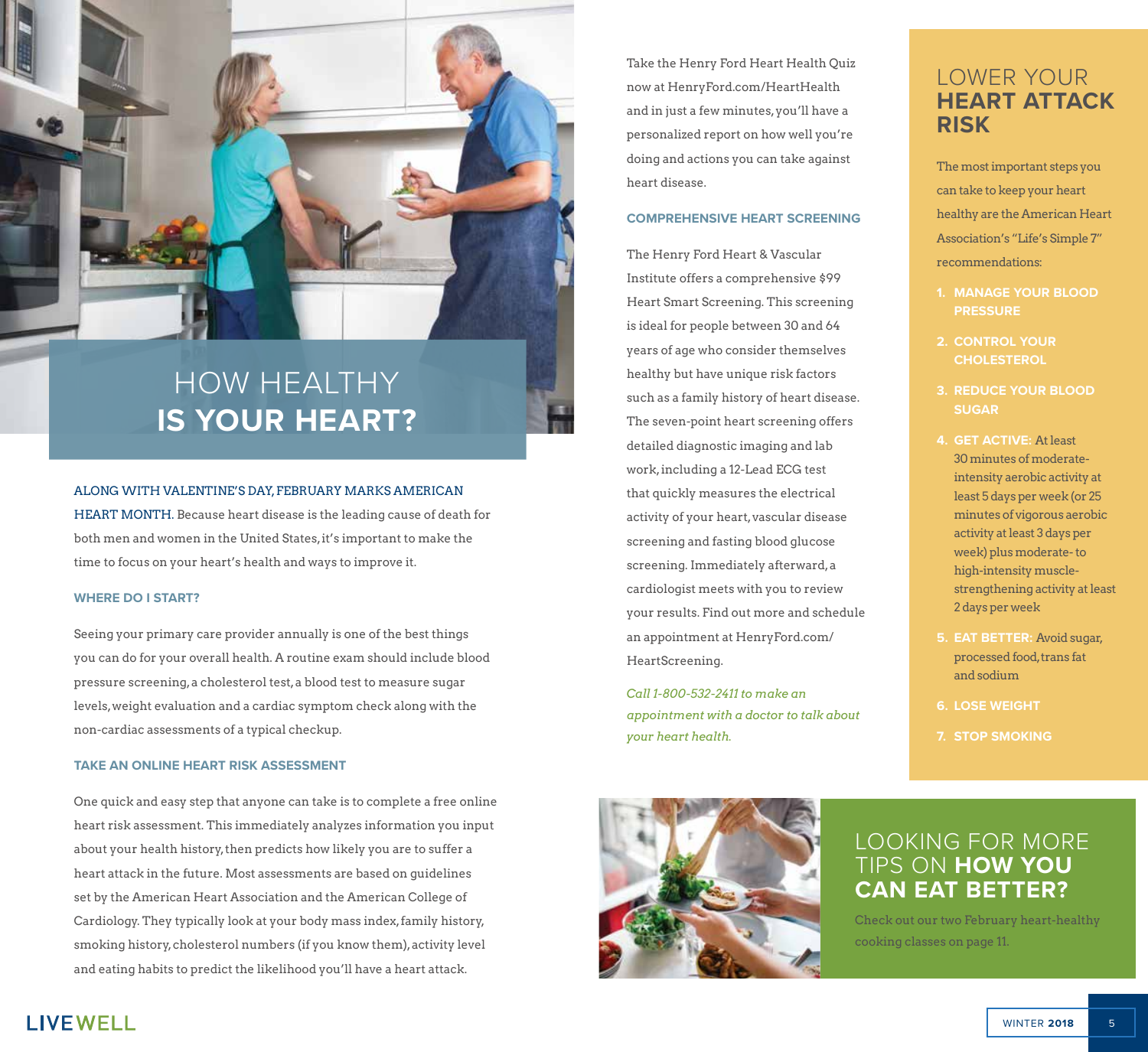# HOW HEALTHY IS YOUR HEART?

**ALONG WITH VALENTINE'S DAY, FEBRUARY MARKS AMERICAN HEART MONTH.** Because heart disease is the leading cause of death for both men and women in the United States, it's important to make the time to focus on your heart's health and ways to improve it.

## WHERE DO I START?

Seeing your primary care provider annually is one of the best things you can do for your overall health. A routine exam should include blood pressure screening, a cholesterol test, a blood test to measure sugar levels, weight evaluation and a cardiac symptom check along with the non-cardiac assessments of a typical checkup.

## TAKE AN ONLINE HEART RISK ASSESSMENT

One quick and easy step that anyone can take is to complete a free online heart risk assessment. This immediately analyzes information you input about your health history, then predicts how likely you are to suffer a heart attack in the future. Most assessments are based on guidelines set by the American Heart Association and the American College of Cardiology. They typically look at your body mass index, family history, smoking history, cholesterol numbers (if you know them), activity level and eating habits to predict the likelihood you'll have a heart attack.

Take the Henry Ford Heart Health Quiz now at HenryFord.com/HeartHealth and in just a few minutes, you'll have a personalized report on how well you're doing and actions you can take against heart disease.

## COMPREHENSIVE HEART SCREENING

The Henry Ford Heart & Vascular Institute offers a comprehensive $99 Heart Smart Screening. This screening is ideal for people between 30 and 64 years of age who consider themselves healthy but have unique risk factors such as a family history of heart disease. The seven-point heart screening offers detailed diagnostic imaging and lab work, including a 12-Lead ECG test that quickly measures the electrical activity of your heart, vascular disease screening and fasting blood glucose screening. Immediately afterward, a cardiologist meets with you to review your results. Find out more and schedule an appointment at HenryFord.com/HeartScreening.

*Call 1-800-532-2411 to make an appointment with a doctor to talk about your heart health.*

## LOWER YOUR HEART ATTACK RISK

The most important steps you can take to keep your heart healthy are the American Heart Association's "Life's Simple 7" recommendations:

1. **MANAGE YOUR BLOOD PRESSURE**
2. **CONTROL YOUR CHOLESTEROL**
3. **REDUCE YOUR BLOOD SUGAR**
4. **GET ACTIVE:** At least 30 minutes of moderate-intensity aerobic activity at least 5 days per week (or 25 minutes of vigorous aerobic activity at least 3 days per week) plus moderate- to high-intensity muscle-strengthening activity at least 2 days per week
5. **EAT BETTER:** Avoid sugar, processed food, trans fat and sodium
6. **LOSE WEIGHT**
7. **STOP SMOKING**

## LOOKING FOR MORE TIPS ON HOW YOU CAN EAT BETTER?

Check out our two February heart-healthy cooking classes on page 11.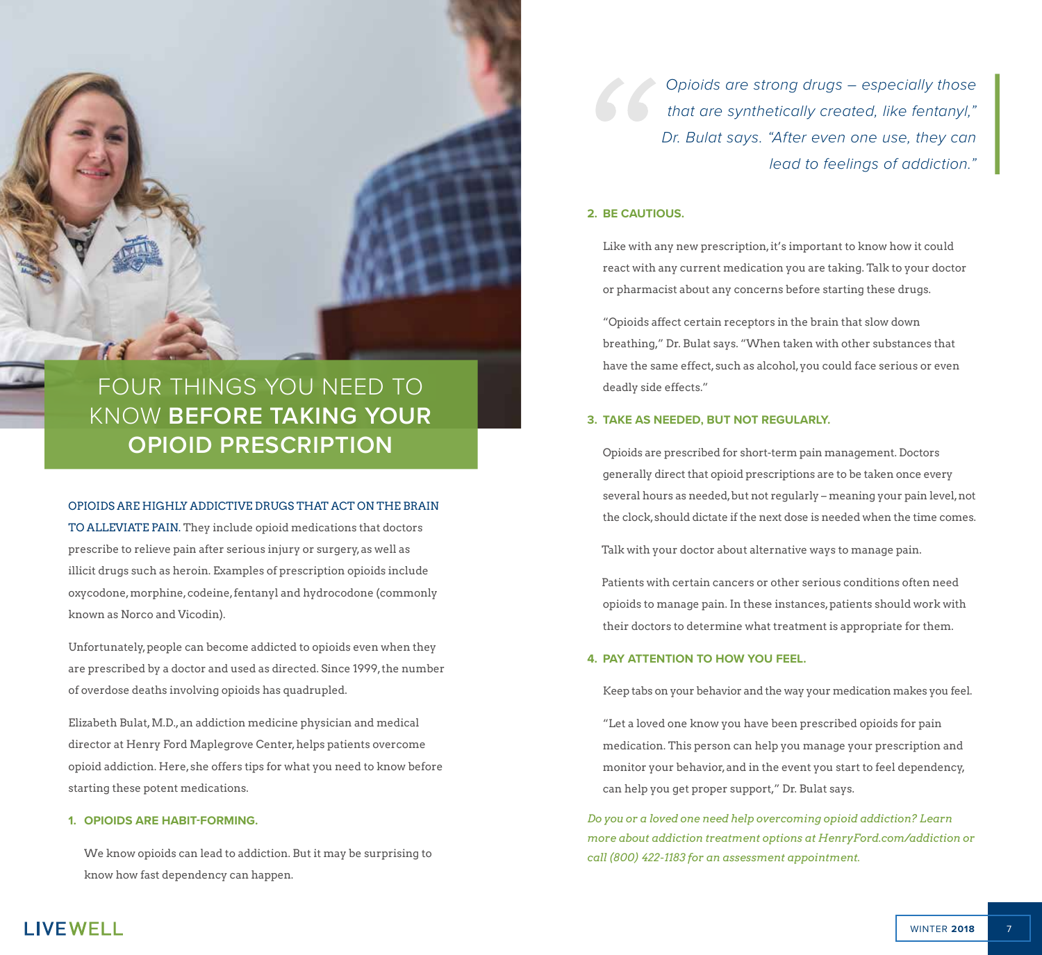# FOUR THINGS YOU NEED TO KNOW **BEFORE TAKING YOUR OPIOID PRESCRIPTION**

OPIOIDS ARE HIGHLY ADDICTIVE DRUGS THAT ACT ON THE BRAIN TO ALLEVIATE PAIN. They include opioid medications that doctors prescribe to relieve pain after serious injury or surgery, as well as illicit drugs such as heroin. Examples of prescription opioids include oxycodone, morphine, codeine, fentanyl and hydrocodone (commonly known as Norco and Vicodin).

Unfortunately, people can become addicted to opioids even when they are prescribed by a doctor and used as directed. Since 1999, the number of overdose deaths involving opioids has quadrupled.

Elizabeth Bulat, M.D., an addiction medicine physician and medical director at Henry Ford Maplegrove Center, helps patients overcome opioid addiction. Here, she offers tips for what you need to know before starting these potent medications.

## 1. OPIOIDS ARE HABIT-FORMING.

We know opioids can lead to addiction. But it may be surprising to know how fast dependency can happen.

> *Opioids are strong drugs – especially those that are synthetically created, like fentanyl," Dr. Bulat says. "After even one use, they can lead to feelings of addiction."*

## 2. BE CAUTIOUS.

Like with any new prescription, it's important to know how it could react with any current medication you are taking. Talk to your doctor or pharmacist about any concerns before starting these drugs.

"Opioids affect certain receptors in the brain that slow down breathing," Dr. Bulat says. "When taken with other substances that have the same effect, such as alcohol, you could face serious or even deadly side effects."

## 3. TAKE AS NEEDED, BUT NOT REGULARLY.

Opioids are prescribed for short-term pain management. Doctors generally direct that opioid prescriptions are to be taken once every several hours as needed, but not regularly – meaning your pain level, not the clock, should dictate if the next dose is needed when the time comes.

Talk with your doctor about alternative ways to manage pain.

Patients with certain cancers or other serious conditions often need opioids to manage pain. In these instances, patients should work with their doctors to determine what treatment is appropriate for them.

## 4. PAY ATTENTION TO HOW YOU FEEL.

Keep tabs on your behavior and the way your medication makes you feel.

"Let a loved one know you have been prescribed opioids for pain medication. This person can help you manage your prescription and monitor your behavior, and in the event you start to feel dependency, can help you get proper support," Dr. Bulat says.

*Do you or a loved one need help overcoming opioid addiction? Learn more about addiction treatment options at HenryFord.com/addiction or call (800) 422-1183 for an assessment appointment.*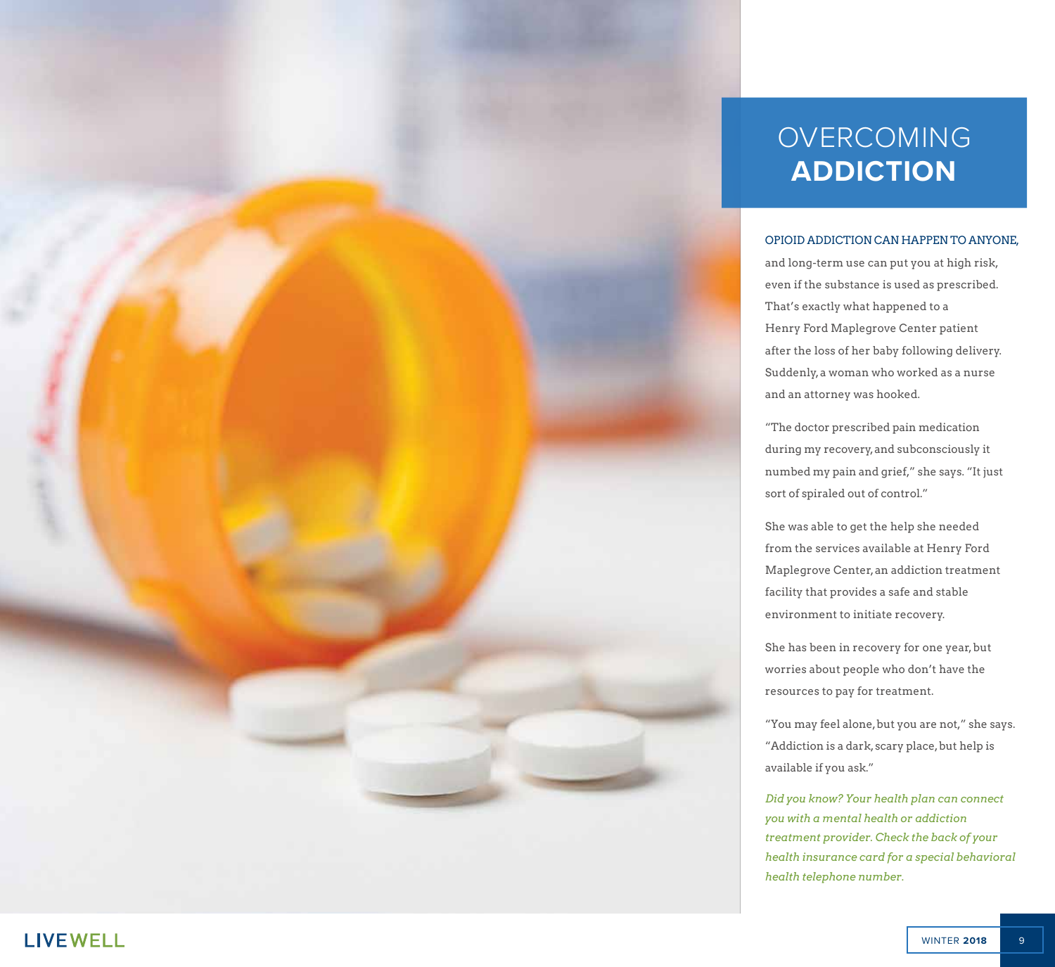# OVERCOMING **ADDICTION**

OPIOID ADDICTION CAN HAPPEN TO ANYONE, and long-term use can put you at high risk, even if the substance is used as prescribed. That's exactly what happened to a Henry Ford Maplegrove Center patient after the loss of her baby following delivery. Suddenly, a woman who worked as a nurse and an attorney was hooked.

"The doctor prescribed pain medication during my recovery, and subconsciously it numbed my pain and grief," she says. "It just sort of spiraled out of control."

She was able to get the help she needed from the services available at Henry Ford Maplegrove Center, an addiction treatment facility that provides a safe and stable environment to initiate recovery.

She has been in recovery for one year, but worries about people who don't have the resources to pay for treatment.

"You may feel alone, but you are not," she says. "Addiction is a dark, scary place, but help is available if you ask."

*Did you know? Your health plan can connect you with a mental health or addiction treatment provider. Check the back of your health insurance card for a special behavioral health telephone number.*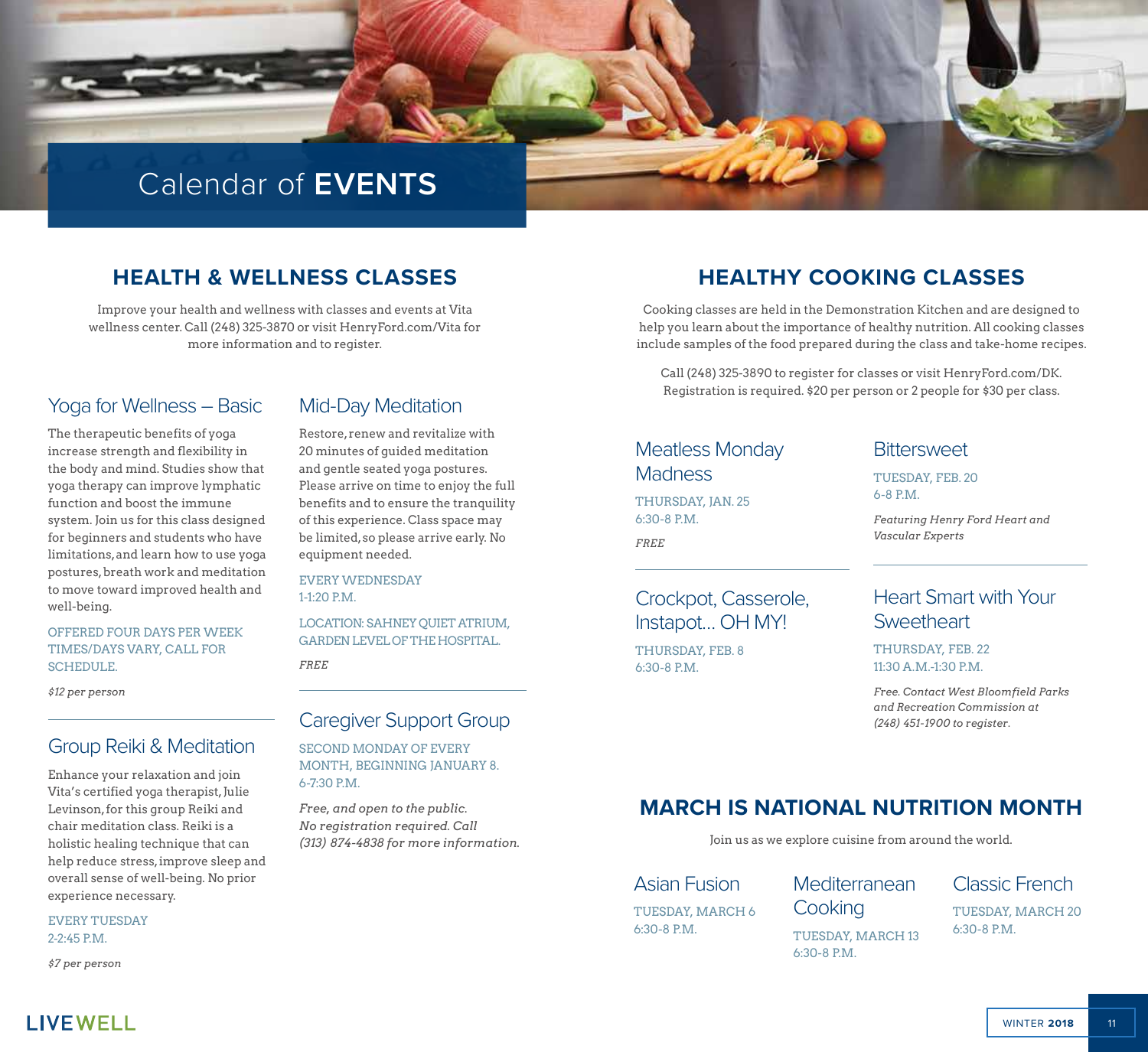# Calendar of **EVENTS**

## HEALTH & WELLNESS CLASSES

Improve your health and wellness with classes and events at Vita wellness center. Call (248) 325-3870 or visit HenryFord.com/Vita for more information and to register.

### Yoga for Wellness – Basic

The therapeutic benefits of yoga increase strength and flexibility in the body and mind. Studies show that yoga therapy can improve lymphatic function and boost the immune system. Join us for this class designed for beginners and students who have limitations, and learn how to use yoga postures, breath work and meditation to move toward improved health and well-being.

OFFERED FOUR DAYS PER WEEK
TIMES/DAYS VARY, CALL FOR SCHEDULE.

*$12 per person*

### Group Reiki & Meditation

Enhance your relaxation and join Vita's certified yoga therapist, Julie Levinson, for this group Reiki and chair meditation class. Reiki is a holistic healing technique that can help reduce stress, improve sleep and overall sense of well-being. No prior experience necessary.

EVERY TUESDAY
2-2:45 P.M.

*$7 per person*

### Mid-Day Meditation

Restore, renew and revitalize with 20 minutes of guided meditation and gentle seated yoga postures. Please arrive on time to enjoy the full benefits and to ensure the tranquility of this experience. Class space may be limited, so please arrive early. No equipment needed.

EVERY WEDNESDAY
1-1:20 P.M.

LOCATION: SAHNEY QUIET ATRIUM, GARDEN LEVEL OF THE HOSPITAL.

*FREE*

### Caregiver Support Group

SECOND MONDAY OF EVERY MONTH, BEGINNING JANUARY 8.
6-7:30 P.M.

*Free, and open to the public. No registration required. Call (313) 874-4838 for more information.*

## HEALTHY COOKING CLASSES

Cooking classes are held in the Demonstration Kitchen and are designed to help you learn about the importance of healthy nutrition. All cooking classes include samples of the food prepared during the class and take-home recipes.

Call (248) 325-3890 to register for classes or visit HenryFord.com/DK. Registration is required. $20 per person or 2 people for $30 per class.

### Meatless Monday Madness

THURSDAY, JAN. 25
6:30-8 P.M.

*FREE*

### Crockpot, Casserole, Instapot… OH MY!

THURSDAY, FEB. 8
6:30-8 P.M.

### Bittersweet

TUESDAY, FEB. 20
6-8 P.M.

*Featuring Henry Ford Heart and Vascular Experts*

### Heart Smart with Your Sweetheart

THURSDAY, FEB. 22
11:30 A.M.-1:30 P.M.

*Free. Contact West Bloomfield Parks and Recreation Commission at (248) 451-1900 to register.*

## MARCH IS NATIONAL NUTRITION MONTH

Join us as we explore cuisine from around the world.

### Asian Fusion

TUESDAY, MARCH 6
6:30-8 P.M.

### Mediterranean Cooking

TUESDAY, MARCH 13
6:30-8 P.M.

### Classic French

TUESDAY, MARCH 20
6:30-8 P.M.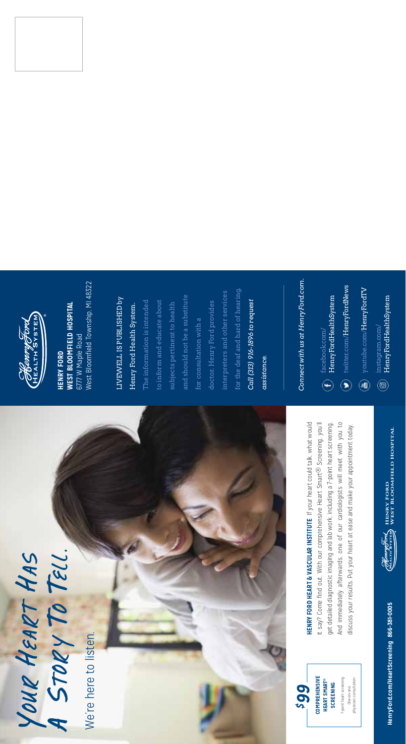# Your Heart Has A Story To Tell.

We're here to listen.

**$99**

**COMPREHENSIVE HEART SMART® SCREENING**

7-point heart screening

One-on-one physician consultation

**HENRY FORD HEART & VASCULAR INSTITUTE** If your heart could talk, what would it say? Come find out. With our comprehensive Heart Smart® Screening, you'll get detailed diagnostic imaging and lab work, including a 7-point heart screening. And immediately afterwards, one of our cardiologists will meet with you to discuss your results. Put your heart at ease and make your appointment today.

**HenryFord.com/HeartScreening 866-381-0005**

HENRY FORD WEST BLOOMFIELD HOSPITAL

**HENRY FORD WEST BLOOMFIELD HOSPITAL**
6777 W Maple Road
West Bloomfield Township, MI 48322

LIVEWELL IS PUBLISHED by Henry Ford Health System. The information is intended to inform and educate about subjects pertinent to health and should not be a substitute for consultation with a doctor. Henry Ford provides interpreters and other services for the deaf and hard of hearing. *Call (313) 916-1896 to request assistance.*

*Connect with us at HenryFord.com.*

- facebook.com/HenryFordHealthSystem
- twitter.com/HenryFordNews
- youtube.com/HenryFordTV
- instagram.com/HenryFordHealthSystem